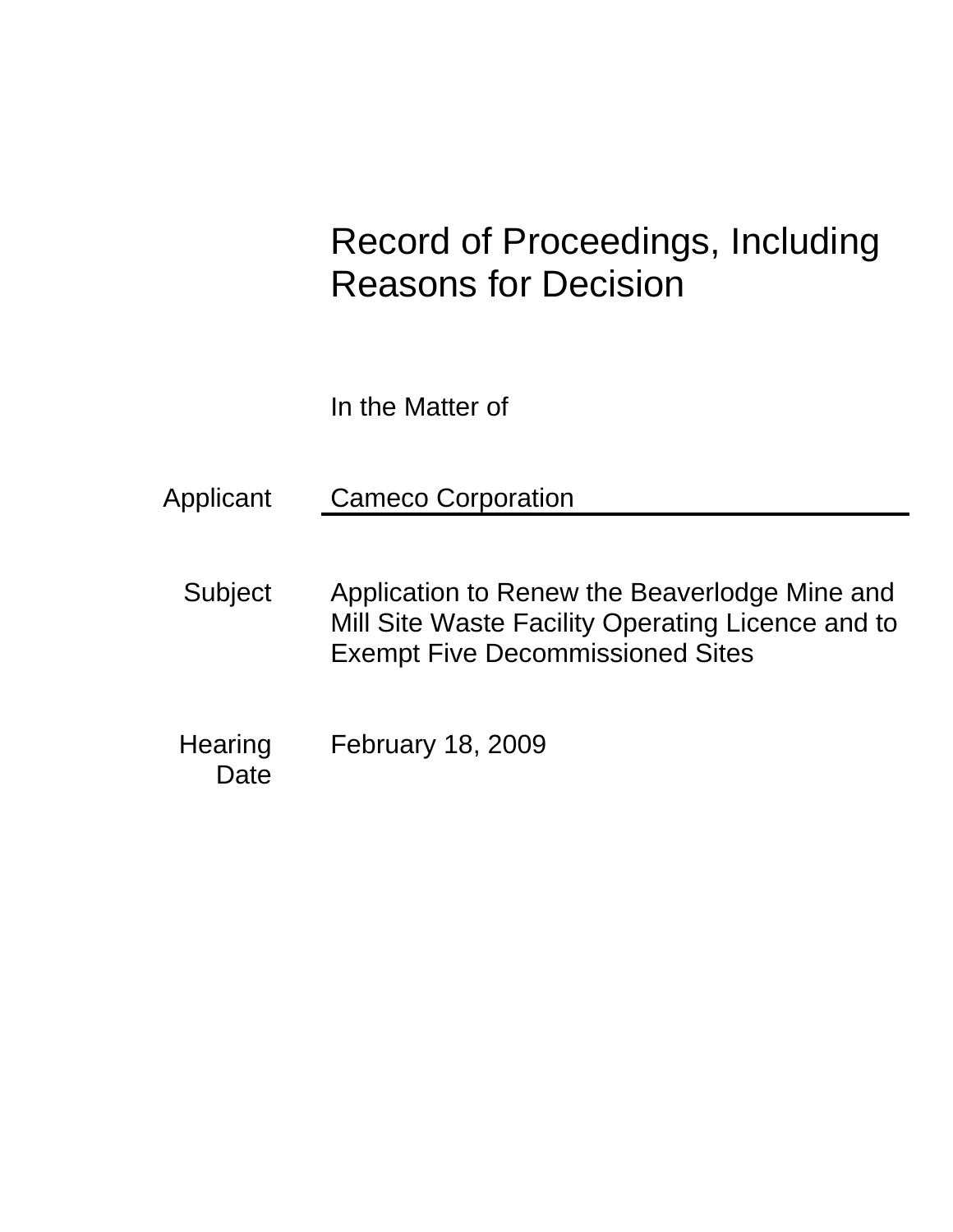# Record of Proceedings, Including Reasons for Decision

In the Matter of

| | |
|---|---|
| Applicant | Cameco Corporation |
| Subject | Application to Renew the Beaverlodge Mine and Mill Site Waste Facility Operating Licence and to Exempt Five Decommissioned Sites |
| Hearing Date | February 18, 2009 |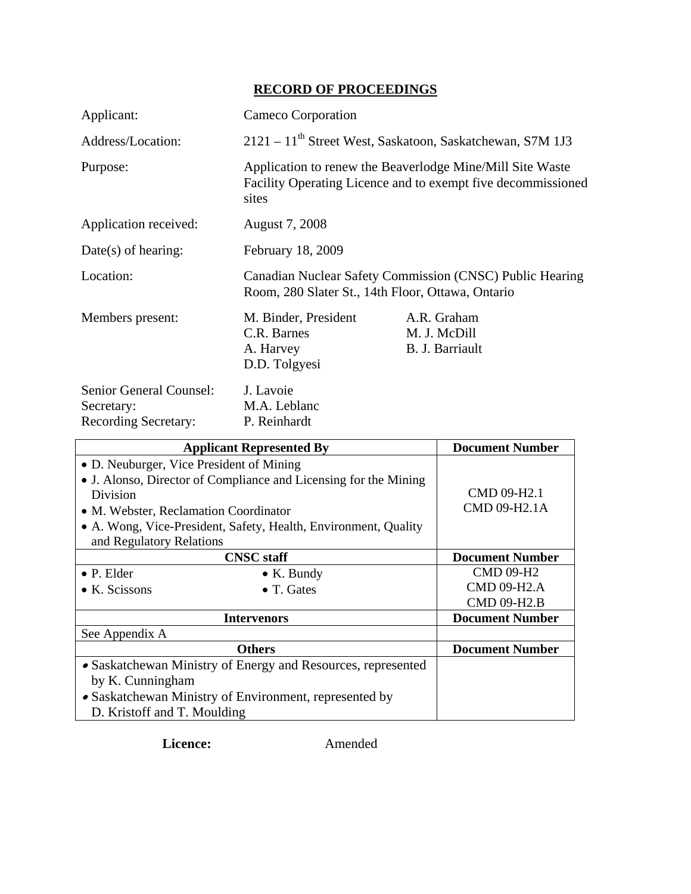# RECORD OF PROCEEDINGS

| | |
|---|---|
| Applicant: | Cameco Corporation |
| Address/Location: | 2121 – 11th Street West, Saskatoon, Saskatchewan, S7M 1J3 |
| Purpose: | Application to renew the Beaverlodge Mine/Mill Site Waste Facility Operating Licence and to exempt five decommissioned sites |
| Application received: | August 7, 2008 |
| Date(s) of hearing: | February 18, 2009 |
| Location: | Canadian Nuclear Safety Commission (CNSC) Public Hearing Room, 280 Slater St., 14th Floor, Ottawa, Ontario |
| Members present: | M. Binder, President<br>C.R. Barnes<br>A. Harvey<br>D.D. Tolgyesi<br>A.R. Graham<br>M. J. McDill<br>B. J. Barriault |
| Senior General Counsel: | J. Lavoie |
| Secretary: | M.A. Leblanc |
| Recording Secretary: | P. Reinhardt |

| Applicant Represented By | Document Number |
|---|---|
| • D. Neuburger, Vice President of Mining<br>• J. Alonso, Director of Compliance and Licensing for the Mining Division<br>• M. Webster, Reclamation Coordinator<br>• A. Wong, Vice-President, Safety, Health, Environment, Quality and Regulatory Relations | CMD 09-H2.1<br>CMD 09-H2.1A |
| **CNSC staff** | **Document Number** |
| • P. Elder • K. Bundy<br>• K. Scissons • T. Gates | CMD 09-H2<br>CMD 09-H2.A<br>CMD 09-H2.B |
| **Intervenors** | **Document Number** |
| See Appendix A | |
| **Others** | **Document Number** |
| • Saskatchewan Ministry of Energy and Resources, represented by K. Cunningham<br>• Saskatchewan Ministry of Environment, represented by D. Kristoff and T. Moulding | |

**Licence:** Amended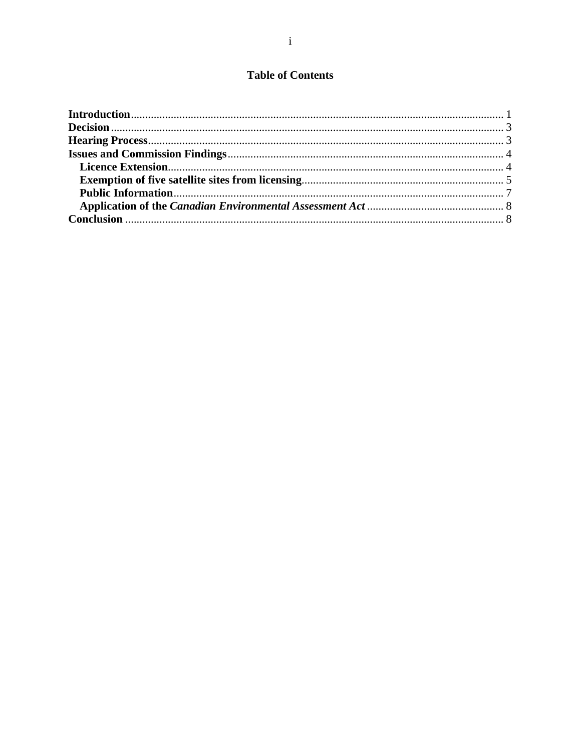# Table of Contents

**Introduction** ... 1
**Decision** ... 3
**Hearing Process** ... 3
**Issues and Commission Findings** ... 4
  **Licence Extension** ... 4
  **Exemption of five satellite sites from licensing** ... 5
  **Public Information** ... 7
  **Application of the *Canadian Environmental Assessment Act*** ... 8
**Conclusion** ... 8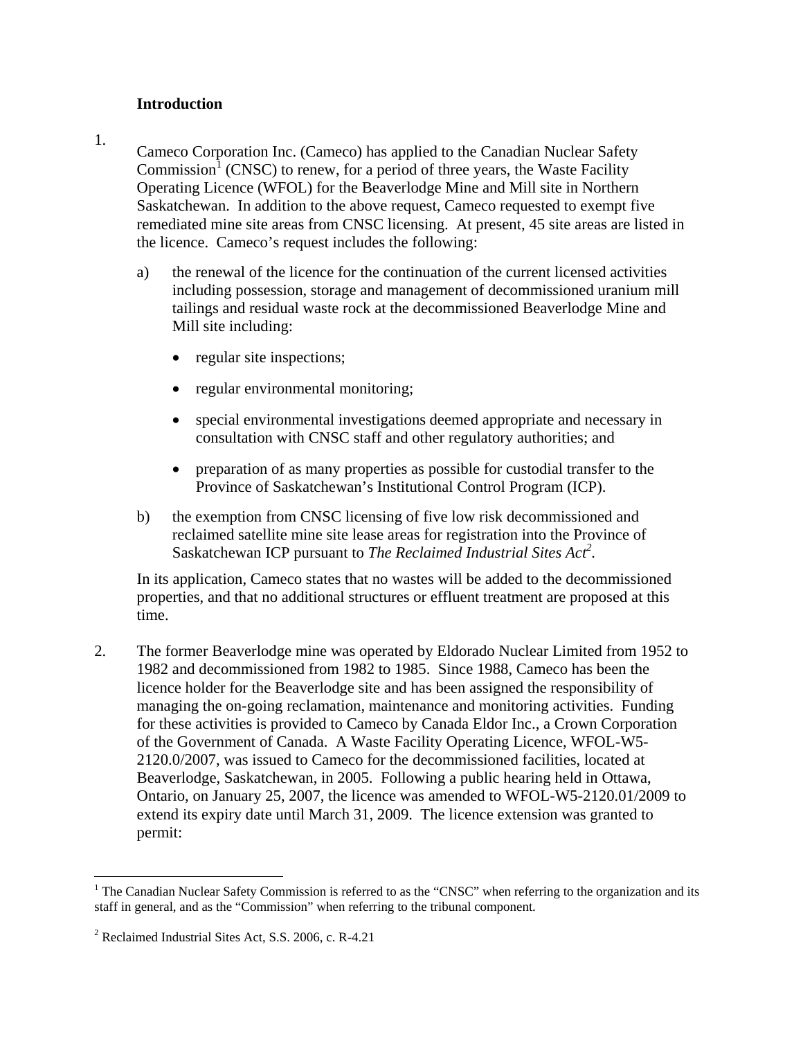**Introduction**

1. Cameco Corporation Inc. (Cameco) has applied to the Canadian Nuclear Safety Commission[1] (CNSC) to renew, for a period of three years, the Waste Facility Operating Licence (WFOL) for the Beaverlodge Mine and Mill site in Northern Saskatchewan. In addition to the above request, Cameco requested to exempt five remediated mine site areas from CNSC licensing. At present, 45 site areas are listed in the licence. Cameco's request includes the following:

   a) the renewal of the licence for the continuation of the current licensed activities including possession, storage and management of decommissioned uranium mill tailings and residual waste rock at the decommissioned Beaverlodge Mine and Mill site including:

      - regular site inspections;
      - regular environmental monitoring;
      - special environmental investigations deemed appropriate and necessary in consultation with CNSC staff and other regulatory authorities; and
      - preparation of as many properties as possible for custodial transfer to the Province of Saskatchewan's Institutional Control Program (ICP).

   b) the exemption from CNSC licensing of five low risk decommissioned and reclaimed satellite mine site lease areas for registration into the Province of Saskatchewan ICP pursuant to *The Reclaimed Industrial Sites Act*[2].

   In its application, Cameco states that no wastes will be added to the decommissioned properties, and that no additional structures or effluent treatment are proposed at this time.

2. The former Beaverlodge mine was operated by Eldorado Nuclear Limited from 1952 to 1982 and decommissioned from 1982 to 1985. Since 1988, Cameco has been the licence holder for the Beaverlodge site and has been assigned the responsibility of managing the on-going reclamation, maintenance and monitoring activities. Funding for these activities is provided to Cameco by Canada Eldor Inc., a Crown Corporation of the Government of Canada. A Waste Facility Operating Licence, WFOL-W5-2120.0/2007, was issued to Cameco for the decommissioned facilities, located at Beaverlodge, Saskatchewan, in 2005. Following a public hearing held in Ottawa, Ontario, on January 25, 2007, the licence was amended to WFOL-W5-2120.01/2009 to extend its expiry date until March 31, 2009. The licence extension was granted to permit:

---

[1] The Canadian Nuclear Safety Commission is referred to as the "CNSC" when referring to the organization and its staff in general, and as the "Commission" when referring to the tribunal component.

[2] Reclaimed Industrial Sites Act, S.S. 2006, c. R-4.21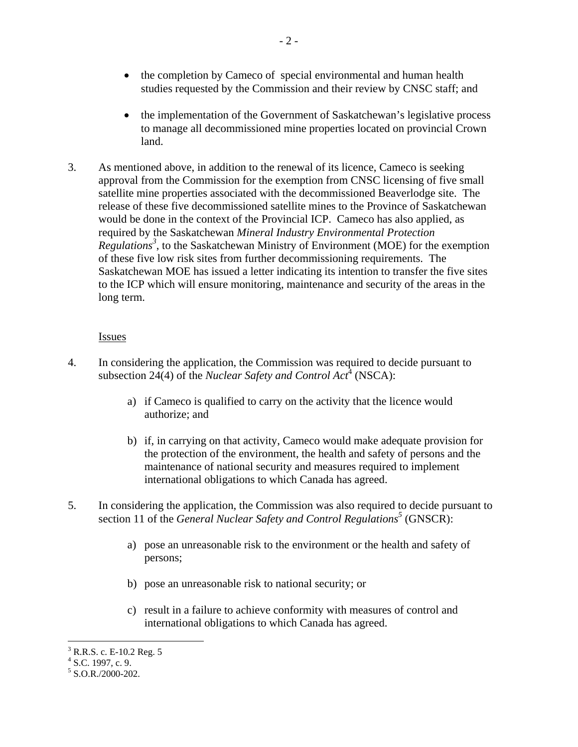- the completion by Cameco of special environmental and human health studies requested by the Commission and their review by CNSC staff; and

- the implementation of the Government of Saskatchewan's legislative process to manage all decommissioned mine properties located on provincial Crown land.

3. As mentioned above, in addition to the renewal of its licence, Cameco is seeking approval from the Commission for the exemption from CNSC licensing of five small satellite mine properties associated with the decommissioned Beaverlodge site. The release of these five decommissioned satellite mines to the Province of Saskatchewan would be done in the context of the Provincial ICP. Cameco has also applied, as required by the Saskatchewan *Mineral Industry Environmental Protection Regulations*[3], to the Saskatchewan Ministry of Environment (MOE) for the exemption of these five low risk sites from further decommissioning requirements. The Saskatchewan MOE has issued a letter indicating its intention to transfer the five sites to the ICP which will ensure monitoring, maintenance and security of the areas in the long term.

## Issues

4. In considering the application, the Commission was required to decide pursuant to subsection 24(4) of the *Nuclear Safety and Control Act*[4] (NSCA):

   a) if Cameco is qualified to carry on the activity that the licence would authorize; and

   b) if, in carrying on that activity, Cameco would make adequate provision for the protection of the environment, the health and safety of persons and the maintenance of national security and measures required to implement international obligations to which Canada has agreed.

5. In considering the application, the Commission was also required to decide pursuant to section 11 of the *General Nuclear Safety and Control Regulations*[5] (GNSCR):

   a) pose an unreasonable risk to the environment or the health and safety of persons;

   b) pose an unreasonable risk to national security; or

   c) result in a failure to achieve conformity with measures of control and international obligations to which Canada has agreed.

---

[3] R.R.S. c. E-10.2 Reg. 5

[4] S.C. 1997, c. 9.

[5] S.O.R./2000-202.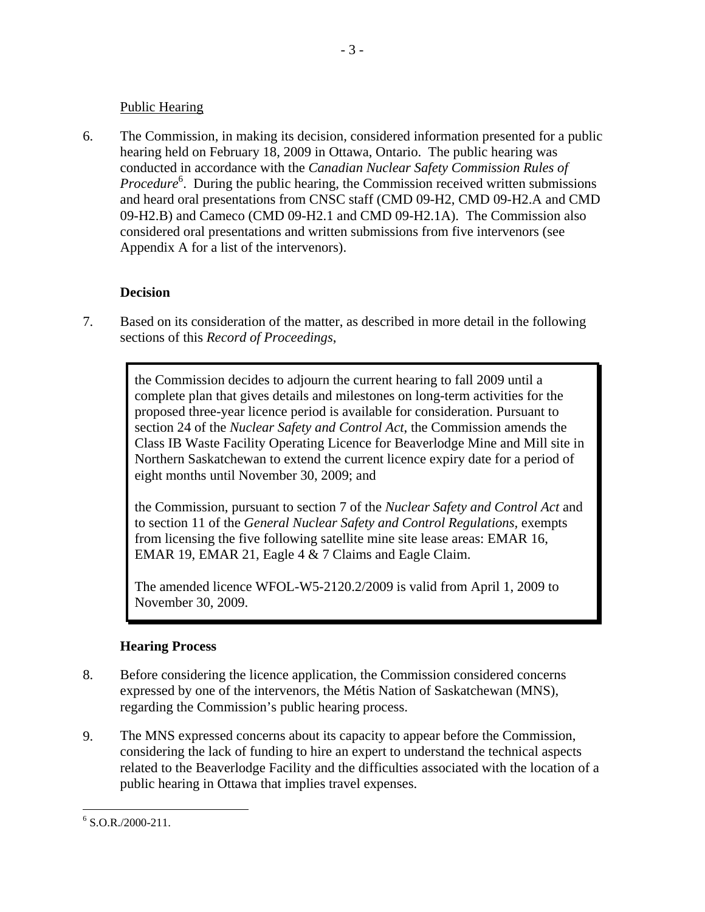Public Hearing

6. The Commission, in making its decision, considered information presented for a public hearing held on February 18, 2009 in Ottawa, Ontario. The public hearing was conducted in accordance with the *Canadian Nuclear Safety Commission Rules of Procedure*[6]. During the public hearing, the Commission received written submissions and heard oral presentations from CNSC staff (CMD 09-H2, CMD 09-H2.A and CMD 09-H2.B) and Cameco (CMD 09-H2.1 and CMD 09-H2.1A). The Commission also considered oral presentations and written submissions from five intervenors (see Appendix A for a list of the intervenors).

## Decision

7. Based on its consideration of the matter, as described in more detail in the following sections of this *Record of Proceedings*,

> the Commission decides to adjourn the current hearing to fall 2009 until a complete plan that gives details and milestones on long-term activities for the proposed three-year licence period is available for consideration. Pursuant to section 24 of the *Nuclear Safety and Control Act*, the Commission amends the Class IB Waste Facility Operating Licence for Beaverlodge Mine and Mill site in Northern Saskatchewan to extend the current licence expiry date for a period of eight months until November 30, 2009; and
>
> the Commission, pursuant to section 7 of the *Nuclear Safety and Control Act* and to section 11 of the *General Nuclear Safety and Control Regulations*, exempts from licensing the five following satellite mine site lease areas: EMAR 16, EMAR 19, EMAR 21, Eagle 4 & 7 Claims and Eagle Claim.
>
> The amended licence WFOL-W5-2120.2/2009 is valid from April 1, 2009 to November 30, 2009.

## Hearing Process

8. Before considering the licence application, the Commission considered concerns expressed by one of the intervenors, the Métis Nation of Saskatchewan (MNS), regarding the Commission's public hearing process.

9. The MNS expressed concerns about its capacity to appear before the Commission, considering the lack of funding to hire an expert to understand the technical aspects related to the Beaverlodge Facility and the difficulties associated with the location of a public hearing in Ottawa that implies travel expenses.

[6] S.O.R./2000-211.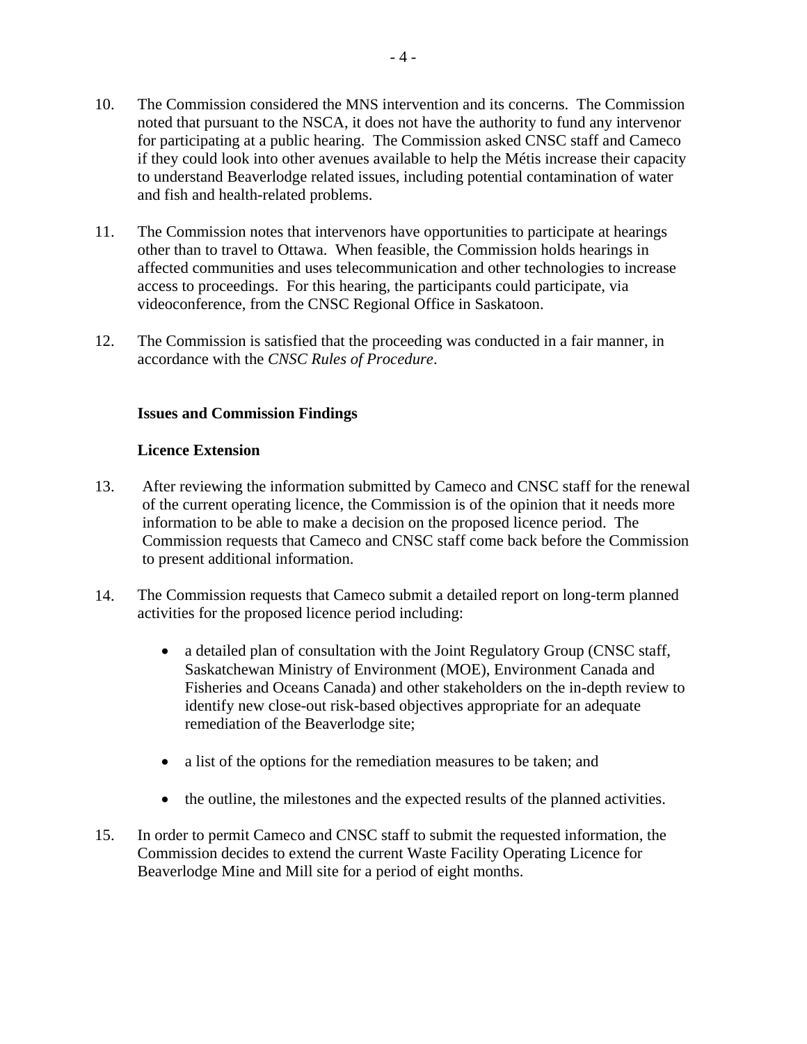10. The Commission considered the MNS intervention and its concerns. The Commission noted that pursuant to the NSCA, it does not have the authority to fund any intervenor for participating at a public hearing. The Commission asked CNSC staff and Cameco if they could look into other avenues available to help the Métis increase their capacity to understand Beaverlodge related issues, including potential contamination of water and fish and health-related problems.

11. The Commission notes that intervenors have opportunities to participate at hearings other than to travel to Ottawa. When feasible, the Commission holds hearings in affected communities and uses telecommunication and other technologies to increase access to proceedings. For this hearing, the participants could participate, via videoconference, from the CNSC Regional Office in Saskatoon.

12. The Commission is satisfied that the proceeding was conducted in a fair manner, in accordance with the *CNSC Rules of Procedure*.

## Issues and Commission Findings

### Licence Extension

13. After reviewing the information submitted by Cameco and CNSC staff for the renewal of the current operating licence, the Commission is of the opinion that it needs more information to be able to make a decision on the proposed licence period. The Commission requests that Cameco and CNSC staff come back before the Commission to present additional information.

14. The Commission requests that Cameco submit a detailed report on long-term planned activities for the proposed licence period including:

    - a detailed plan of consultation with the Joint Regulatory Group (CNSC staff, Saskatchewan Ministry of Environment (MOE), Environment Canada and Fisheries and Oceans Canada) and other stakeholders on the in-depth review to identify new close-out risk-based objectives appropriate for an adequate remediation of the Beaverlodge site;

    - a list of the options for the remediation measures to be taken; and

    - the outline, the milestones and the expected results of the planned activities.

15. In order to permit Cameco and CNSC staff to submit the requested information, the Commission decides to extend the current Waste Facility Operating Licence for Beaverlodge Mine and Mill site for a period of eight months.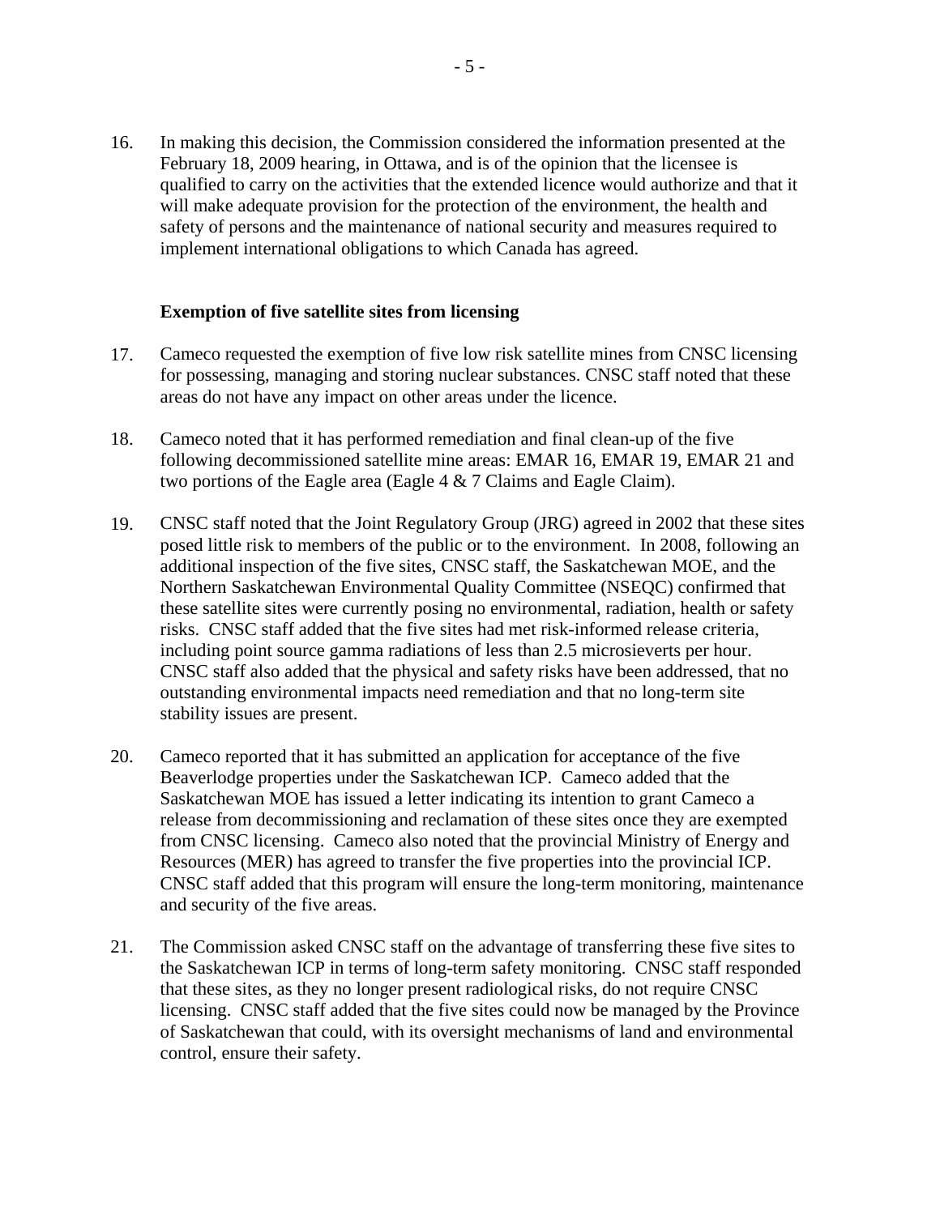16. In making this decision, the Commission considered the information presented at the February 18, 2009 hearing, in Ottawa, and is of the opinion that the licensee is qualified to carry on the activities that the extended licence would authorize and that it will make adequate provision for the protection of the environment, the health and safety of persons and the maintenance of national security and measures required to implement international obligations to which Canada has agreed.

**Exemption of five satellite sites from licensing**

17. Cameco requested the exemption of five low risk satellite mines from CNSC licensing for possessing, managing and storing nuclear substances. CNSC staff noted that these areas do not have any impact on other areas under the licence.

18. Cameco noted that it has performed remediation and final clean-up of the five following decommissioned satellite mine areas: EMAR 16, EMAR 19, EMAR 21 and two portions of the Eagle area (Eagle 4 & 7 Claims and Eagle Claim).

19. CNSC staff noted that the Joint Regulatory Group (JRG) agreed in 2002 that these sites posed little risk to members of the public or to the environment. In 2008, following an additional inspection of the five sites, CNSC staff, the Saskatchewan MOE, and the Northern Saskatchewan Environmental Quality Committee (NSEQC) confirmed that these satellite sites were currently posing no environmental, radiation, health or safety risks. CNSC staff added that the five sites had met risk-informed release criteria, including point source gamma radiations of less than 2.5 microsieverts per hour. CNSC staff also added that the physical and safety risks have been addressed, that no outstanding environmental impacts need remediation and that no long-term site stability issues are present.

20. Cameco reported that it has submitted an application for acceptance of the five Beaverlodge properties under the Saskatchewan ICP. Cameco added that the Saskatchewan MOE has issued a letter indicating its intention to grant Cameco a release from decommissioning and reclamation of these sites once they are exempted from CNSC licensing. Cameco also noted that the provincial Ministry of Energy and Resources (MER) has agreed to transfer the five properties into the provincial ICP. CNSC staff added that this program will ensure the long-term monitoring, maintenance and security of the five areas.

21. The Commission asked CNSC staff on the advantage of transferring these five sites to the Saskatchewan ICP in terms of long-term safety monitoring. CNSC staff responded that these sites, as they no longer present radiological risks, do not require CNSC licensing. CNSC staff added that the five sites could now be managed by the Province of Saskatchewan that could, with its oversight mechanisms of land and environmental control, ensure their safety.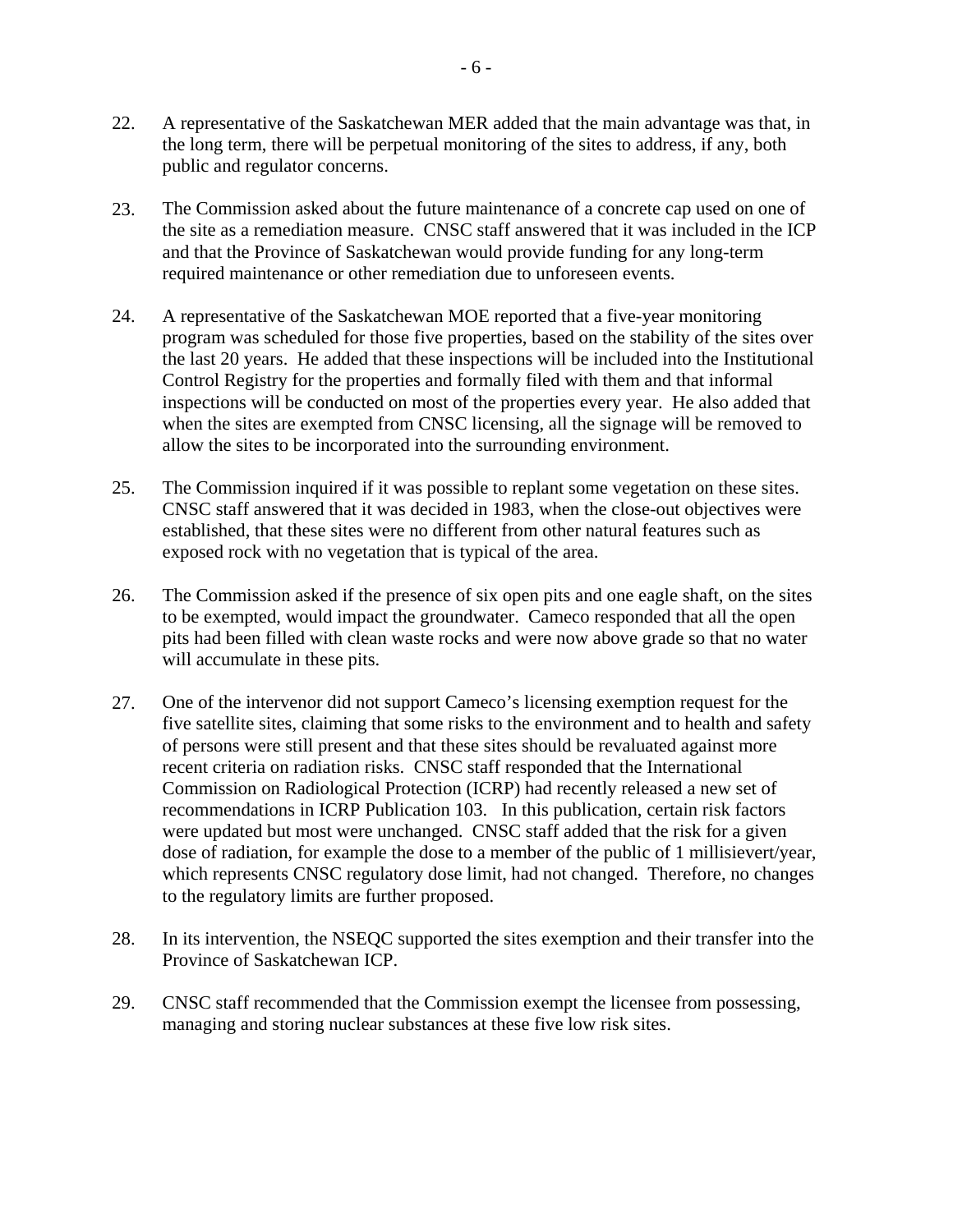22. A representative of the Saskatchewan MER added that the main advantage was that, in the long term, there will be perpetual monitoring of the sites to address, if any, both public and regulator concerns.

23. The Commission asked about the future maintenance of a concrete cap used on one of the site as a remediation measure. CNSC staff answered that it was included in the ICP and that the Province of Saskatchewan would provide funding for any long-term required maintenance or other remediation due to unforeseen events.

24. A representative of the Saskatchewan MOE reported that a five-year monitoring program was scheduled for those five properties, based on the stability of the sites over the last 20 years. He added that these inspections will be included into the Institutional Control Registry for the properties and formally filed with them and that informal inspections will be conducted on most of the properties every year. He also added that when the sites are exempted from CNSC licensing, all the signage will be removed to allow the sites to be incorporated into the surrounding environment.

25. The Commission inquired if it was possible to replant some vegetation on these sites. CNSC staff answered that it was decided in 1983, when the close-out objectives were established, that these sites were no different from other natural features such as exposed rock with no vegetation that is typical of the area.

26. The Commission asked if the presence of six open pits and one eagle shaft, on the sites to be exempted, would impact the groundwater. Cameco responded that all the open pits had been filled with clean waste rocks and were now above grade so that no water will accumulate in these pits.

27. One of the intervenor did not support Cameco's licensing exemption request for the five satellite sites, claiming that some risks to the environment and to health and safety of persons were still present and that these sites should be revaluated against more recent criteria on radiation risks. CNSC staff responded that the International Commission on Radiological Protection (ICRP) had recently released a new set of recommendations in ICRP Publication 103. In this publication, certain risk factors were updated but most were unchanged. CNSC staff added that the risk for a given dose of radiation, for example the dose to a member of the public of 1 millisievert/year, which represents CNSC regulatory dose limit, had not changed. Therefore, no changes to the regulatory limits are further proposed.

28. In its intervention, the NSEQC supported the sites exemption and their transfer into the Province of Saskatchewan ICP.

29. CNSC staff recommended that the Commission exempt the licensee from possessing, managing and storing nuclear substances at these five low risk sites.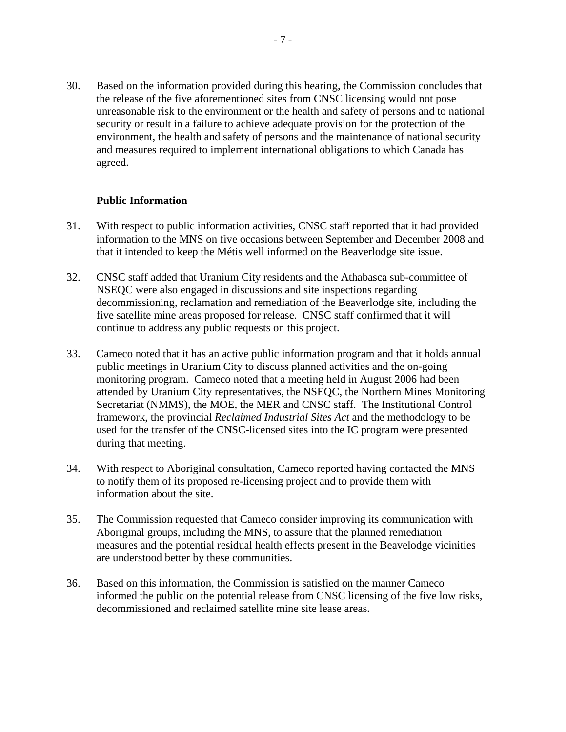30. Based on the information provided during this hearing, the Commission concludes that the release of the five aforementioned sites from CNSC licensing would not pose unreasonable risk to the environment or the health and safety of persons and to national security or result in a failure to achieve adequate provision for the protection of the environment, the health and safety of persons and the maintenance of national security and measures required to implement international obligations to which Canada has agreed.

**Public Information**

31. With respect to public information activities, CNSC staff reported that it had provided information to the MNS on five occasions between September and December 2008 and that it intended to keep the Métis well informed on the Beaverlodge site issue.

32. CNSC staff added that Uranium City residents and the Athabasca sub-committee of NSEQC were also engaged in discussions and site inspections regarding decommissioning, reclamation and remediation of the Beaverlodge site, including the five satellite mine areas proposed for release. CNSC staff confirmed that it will continue to address any public requests on this project.

33. Cameco noted that it has an active public information program and that it holds annual public meetings in Uranium City to discuss planned activities and the on-going monitoring program. Cameco noted that a meeting held in August 2006 had been attended by Uranium City representatives, the NSEQC, the Northern Mines Monitoring Secretariat (NMMS), the MOE, the MER and CNSC staff. The Institutional Control framework, the provincial *Reclaimed Industrial Sites Act* and the methodology to be used for the transfer of the CNSC-licensed sites into the IC program were presented during that meeting.

34. With respect to Aboriginal consultation, Cameco reported having contacted the MNS to notify them of its proposed re-licensing project and to provide them with information about the site.

35. The Commission requested that Cameco consider improving its communication with Aboriginal groups, including the MNS, to assure that the planned remediation measures and the potential residual health effects present in the Beavelodge vicinities are understood better by these communities.

36. Based on this information, the Commission is satisfied on the manner Cameco informed the public on the potential release from CNSC licensing of the five low risks, decommissioned and reclaimed satellite mine site lease areas.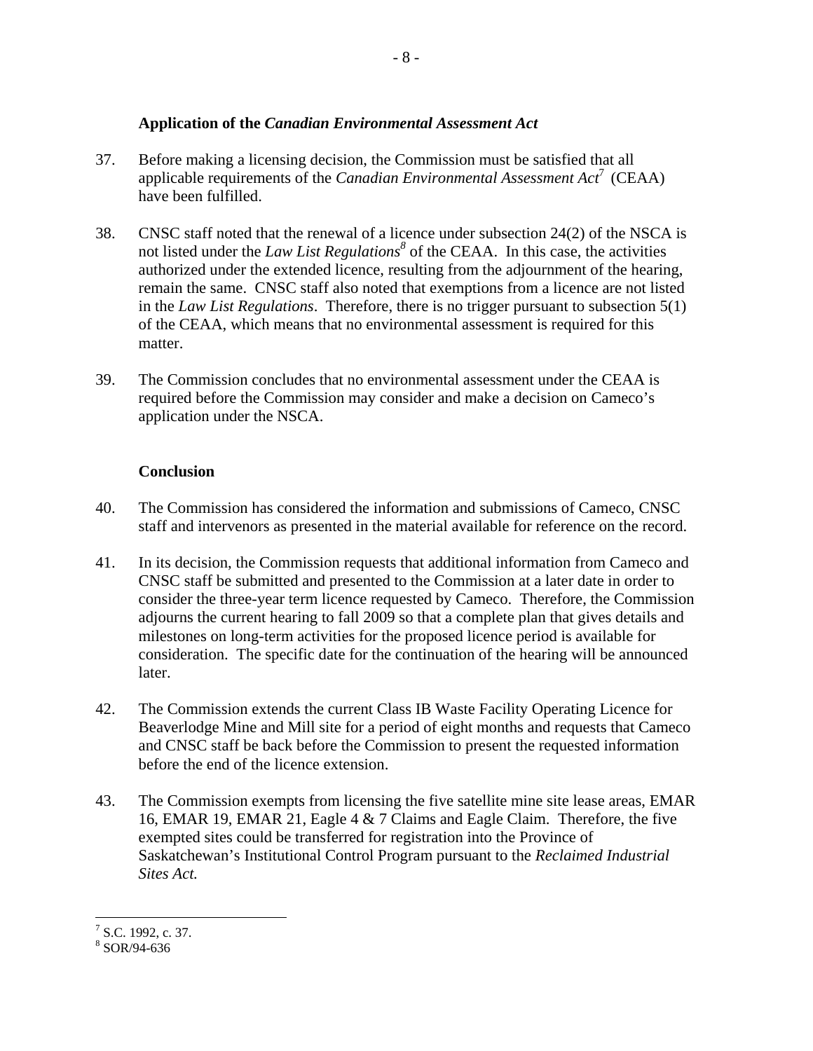### Application of the *Canadian Environmental Assessment Act*

37. Before making a licensing decision, the Commission must be satisfied that all applicable requirements of the *Canadian Environmental Assessment Act*[7] (CEAA) have been fulfilled.

38. CNSC staff noted that the renewal of a licence under subsection 24(2) of the NSCA is not listed under the *Law List Regulations*[8] of the CEAA. In this case, the activities authorized under the extended licence, resulting from the adjournment of the hearing, remain the same. CNSC staff also noted that exemptions from a licence are not listed in the *Law List Regulations*. Therefore, there is no trigger pursuant to subsection 5(1) of the CEAA, which means that no environmental assessment is required for this matter.

39. The Commission concludes that no environmental assessment under the CEAA is required before the Commission may consider and make a decision on Cameco's application under the NSCA.

### Conclusion

40. The Commission has considered the information and submissions of Cameco, CNSC staff and intervenors as presented in the material available for reference on the record.

41. In its decision, the Commission requests that additional information from Cameco and CNSC staff be submitted and presented to the Commission at a later date in order to consider the three-year term licence requested by Cameco. Therefore, the Commission adjourns the current hearing to fall 2009 so that a complete plan that gives details and milestones on long-term activities for the proposed licence period is available for consideration. The specific date for the continuation of the hearing will be announced later.

42. The Commission extends the current Class IB Waste Facility Operating Licence for Beaverlodge Mine and Mill site for a period of eight months and requests that Cameco and CNSC staff be back before the Commission to present the requested information before the end of the licence extension.

43. The Commission exempts from licensing the five satellite mine site lease areas, EMAR 16, EMAR 19, EMAR 21, Eagle 4 & 7 Claims and Eagle Claim. Therefore, the five exempted sites could be transferred for registration into the Province of Saskatchewan's Institutional Control Program pursuant to the *Reclaimed Industrial Sites Act.*

---

[7] S.C. 1992, c. 37.

[8] SOR/94-636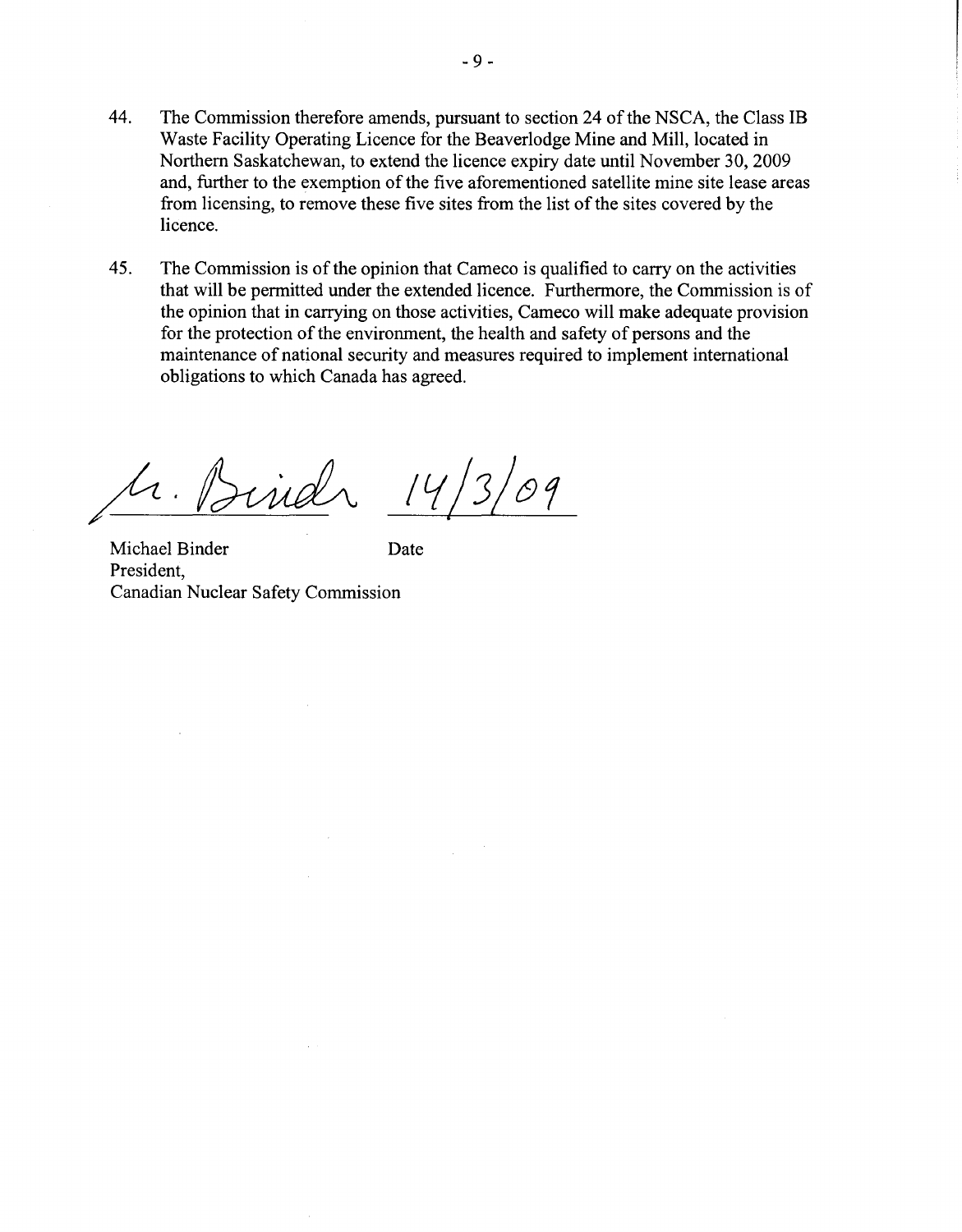44. The Commission therefore amends, pursuant to section 24 of the NSCA, the Class IB Waste Facility Operating Licence for the Beaverlodge Mine and Mill, located in Northern Saskatchewan, to extend the licence expiry date until November 30, 2009 and, further to the exemption of the five aforementioned satellite mine site lease areas from licensing, to remove these five sites from the list of the sites covered by the licence.

45. The Commission is of the opinion that Cameco is qualified to carry on the activities that will be permitted under the extended licence. Furthermore, the Commission is of the opinion that in carrying on those activities, Cameco will make adequate provision for the protection of the environment, the health and safety of persons and the maintenance of national security and measures required to implement international obligations to which Canada has agreed.

M. Binder 14/3/09

Michael Binder  
President,  
Canadian Nuclear Safety Commission

Date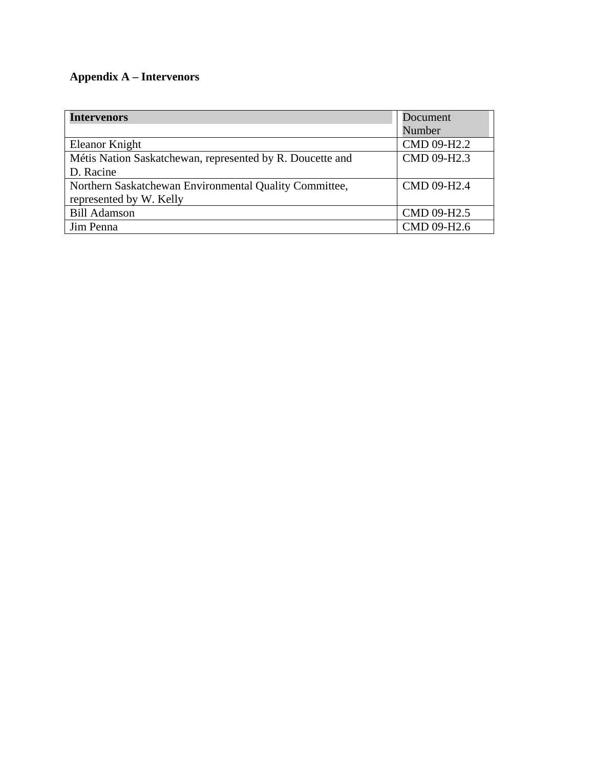**Appendix A – Intervenors**

| Intervenors | Document Number |
|---|---|
| Eleanor Knight | CMD 09-H2.2 |
| Métis Nation Saskatchewan, represented by R. Doucette and D. Racine | CMD 09-H2.3 |
| Northern Saskatchewan Environmental Quality Committee, represented by W. Kelly | CMD 09-H2.4 |
| Bill Adamson | CMD 09-H2.5 |
| Jim Penna | CMD 09-H2.6 |